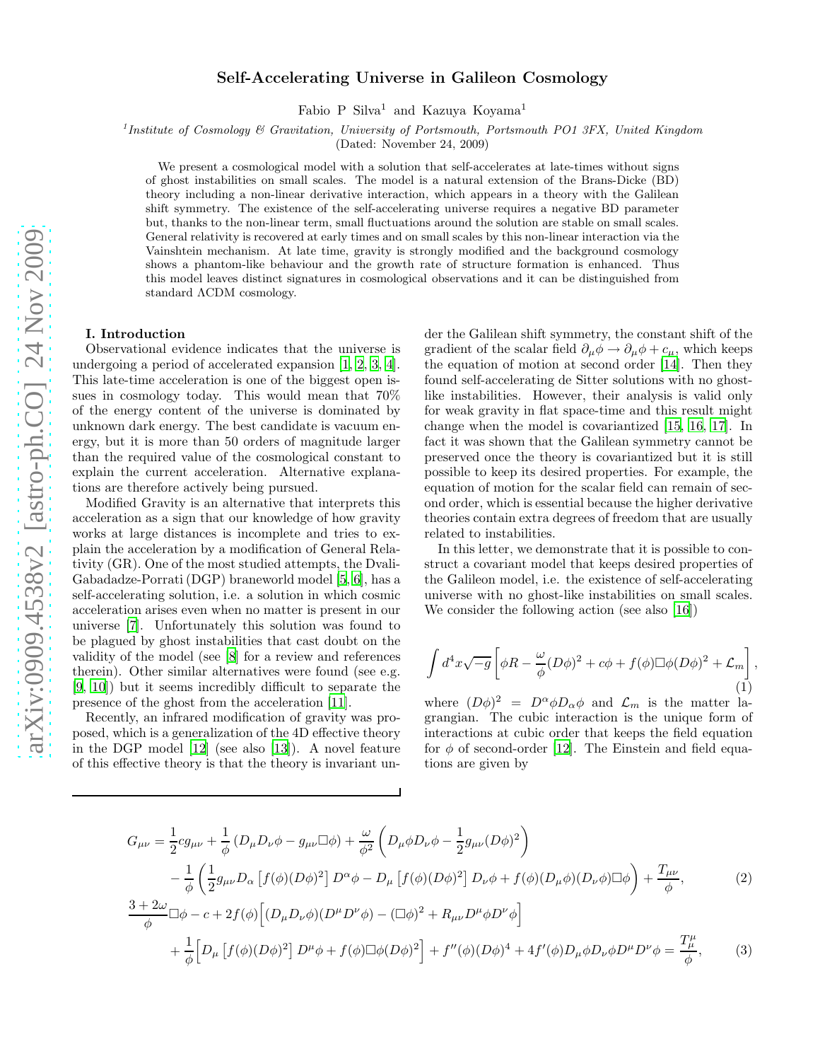# Self-Accelerating Universe in Galileon Cosmology

Fabio P Silva[1] and Kazuya Koyama[1]

[1] *Institute of Cosmology & Gravitation, University of Portsmouth, Portsmouth PO1 3FX, United Kingdom*

(Dated: November 24, 2009)

We present a cosmological model with a solution that self-accelerates at late-times without signs of ghost instabilities on small scales. The model is a natural extension of the Brans-Dicke (BD) theory including a non-linear derivative interaction, which appears in a theory with the Galilean shift symmetry. The existence of the self-accelerating universe requires a negative BD parameter but, thanks to the non-linear term, small fluctuations around the solution are stable on small scales. General relativity is recovered at early times and on small scales by this non-linear interaction via the Vainshtein mechanism. At late time, gravity is strongly modified and the background cosmology shows a phantom-like behaviour and the growth rate of structure formation is enhanced. Thus this model leaves distinct signatures in cosmological observations and it can be distinguished from standard ΛCDM cosmology.

## I. Introduction

Observational evidence indicates that the universe is undergoing a period of accelerated expansion [1, 2, 3, 4]. This late-time acceleration is one of the biggest open issues in cosmology today. This would mean that 70% of the energy content of the universe is dominated by unknown dark energy. The best candidate is vacuum energy, but it is more than 50 orders of magnitude larger than the required value of the cosmological constant to explain the current acceleration. Alternative explanations are therefore actively being pursued.

Modified Gravity is an alternative that interprets this acceleration as a sign that our knowledge of how gravity works at large distances is incomplete and tries to explain the acceleration by a modification of General Relativity (GR). One of the most studied attempts, the Dvali-Gabadadze-Porrati (DGP) braneworld model [5, 6], has a self-accelerating solution, i.e. a solution in which cosmic acceleration arises even when no matter is present in our universe [7]. Unfortunately this solution was found to be plagued by ghost instabilities that cast doubt on the validity of the model (see [8] for a review and references therein). Other similar alternatives were found (see e.g. [9, 10]) but it seems incredibly difficult to separate the presence of the ghost from the acceleration [11].

Recently, an infrared modification of gravity was proposed, which is a generalization of the 4D effective theory in the DGP model [12] (see also [13]). A novel feature of this effective theory is that the theory is invariant under the Galilean shift symmetry, the constant shift of the gradient of the scalar field $\partial_\mu \phi \to \partial_\mu \phi + c_\mu$, which keeps the equation of motion at second order [14]. Then they found self-accelerating de Sitter solutions with no ghost-like instabilities. However, their analysis is valid only for weak gravity in flat space-time and this result might change when the model is covariantized [15, 16, 17]. In fact it was shown that the Galilean symmetry cannot be preserved once the theory is covariantized but it is still possible to keep its desired properties. For example, the equation of motion for the scalar field can remain of second order, which is essential because the higher derivative theories contain extra degrees of freedom that are usually related to instabilities.

In this letter, we demonstrate that it is possible to construct a covariant model that keeps desired properties of the Galileon model, i.e. the existence of self-accelerating universe with no ghost-like instabilities on small scales. We consider the following action (see also [16])

$$\int d^4x \sqrt{-g}\left[\phi R - \frac{\omega}{\phi}(D\phi)^2 + c\phi + f(\phi)\Box\phi(D\phi)^2 + \mathcal{L}_m\right], \tag{1}$$

where $(D\phi)^2 = D^\alpha\phi D_\alpha\phi$ and $\mathcal{L}_m$ is the matter lagrangian. The cubic interaction is the unique form of interactions at cubic order that keeps the field equation for $\phi$ of second-order [12]. The Einstein and field equations are given by

$$\begin{aligned}
G_{\mu\nu} =& \frac{1}{2}cg_{\mu\nu} + \frac{1}{\phi}\left(D_\mu D_\nu\phi - g_{\mu\nu}\Box\phi\right) + \frac{\omega}{\phi^2}\left(D_\mu\phi D_\nu\phi - \frac{1}{2}g_{\mu\nu}(D\phi)^2\right) \\
&- \frac{1}{\phi}\left(\frac{1}{2}g_{\mu\nu}D_\alpha\left[f(\phi)(D\phi)^2\right]D^\alpha\phi - D_\mu\left[f(\phi)(D\phi)^2\right]D_\nu\phi + f(\phi)(D_\mu\phi)(D_\nu\phi)\Box\phi\right) + \frac{T_{\mu\nu}}{\phi},
\end{aligned} \tag{2}$$

$$\begin{aligned}
&\frac{3+2\omega}{\phi}\Box\phi - c + 2f(\phi)\Big[(D_\mu D_\nu\phi)(D^\mu D^\nu\phi) - (\Box\phi)^2 + R_{\mu\nu}D^\mu\phi D^\nu\phi\Big] \\
&+ \frac{1}{\phi}\Big[D_\mu\left[f(\phi)(D\phi)^2\right]D^\mu\phi + f(\phi)\Box\phi(D\phi)^2\Big] + f''(\phi)(D\phi)^4 + 4f'(\phi)D_\mu\phi D_\nu\phi D^\mu D^\nu\phi = \frac{T^\mu_\mu}{\phi},
\end{aligned} \tag{3}$$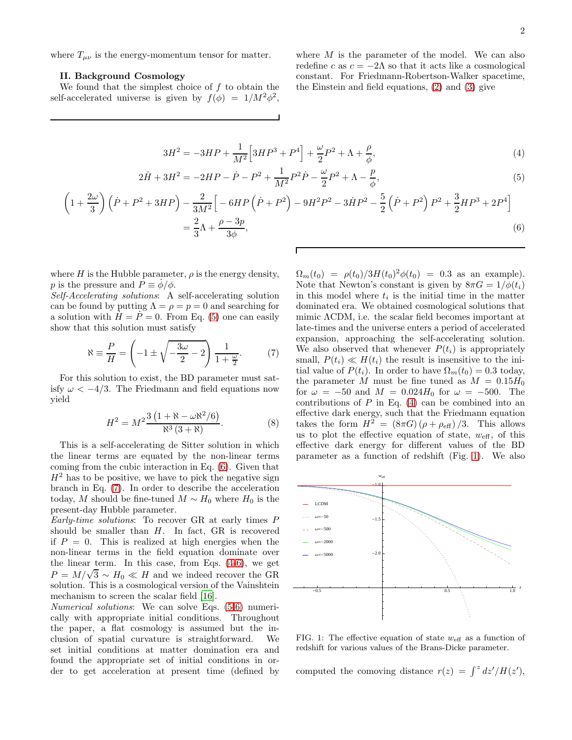where $T_{\mu\nu}$ is the energy-momentum tensor for matter.

## II. Background Cosmology

We found that the simplest choice of $f$ to obtain the self-accelerated universe is given by $f(\phi) = 1/M^2\phi^2$, where $M$ is the parameter of the model. We can also redefine $c$ as $c = -2\Lambda$ so that it acts like a cosmological constant. For Friedmann-Robertson-Walker spacetime, the Einstein and field equations, (2) and (3) give

$$3H^2 = -3HP + \frac{1}{M^2}\Big[3HP^3 + P^4\Big] + \frac{\omega}{2}P^2 + \Lambda + \frac{\rho}{\phi}, \tag{4}$$

$$2\dot{H} + 3H^2 = -2HP - \dot{P} - P^2 + \frac{1}{M^2}P^2\dot{P} - \frac{\omega}{2}P^2 + \Lambda - \frac{p}{\phi}, \tag{5}$$

$$\left(1+\frac{2\omega}{3}\right)\left(\dot{P} + P^2 + 3HP\right) - \frac{2}{3M^2}\Big[-6HP\left(\dot{P}+P^2\right) - 9H^2P^2 - 3\dot{H}P^2 - \frac{5}{2}\left(\dot{P}+P^2\right)P^2 + \frac{3}{2}HP^3 + 2P^4\Big]$$
$$= \frac{2}{3}\Lambda + \frac{\rho - 3p}{3\phi}, \tag{6}$$

where $H$ is the Hubble parameter, $\rho$ is the energy density, $p$ is the pressure and $P \equiv \dot{\phi}/\phi$.

*Self-Accelerating solutions*: A self-accelerating solution can be found by putting $\Lambda = \rho = p = 0$ and searching for a solution with $\dot{H} = \dot{P} = 0$. From Eq. (5) one can easily show that this solution must satisfy

$$\aleph \equiv \frac{P}{H} = \left(-1 \pm \sqrt{-\frac{3\omega}{2} - 2}\right)\frac{1}{1+\frac{\omega}{2}}. \tag{7}$$

For this solution to exist, the BD parameter must satisfy $\omega < -4/3$. The Friedmann and field equations now yield

$$H^2 = M^2 \frac{3\left(1 + \aleph - \omega\aleph^2/6\right)}{\aleph^3\left(3+\aleph\right)}. \tag{8}$$

This is a self-accelerating de Sitter solution in which the linear terms are equated by the non-linear terms coming from the cubic interaction in Eq. (6). Given that $H^2$ has to be positive, we have to pick the negative sign branch in Eq. (7). In order to describe the acceleration today, $M$ should be fine-tuned $M \sim H_0$ where $H_0$ is the present-day Hubble parameter.

*Early-time solutions*: To recover GR at early times $P$ should be smaller than $H$. In fact, GR is recovered if $P = 0$. This is realized at high energies when the non-linear terms in the field equation dominate over the linear term. In this case, from Eqs. (4-6), we get $P = M/\sqrt{3} \sim H_0 \ll H$ and we indeed recover the GR solution. This is a cosmological version of the Vainshtein mechanism to screen the scalar field [16].

*Numerical solutions*: We can solve Eqs. (5-6) numerically with appropriate initial conditions. Throughout the paper, a flat cosmology is assumed but the inclusion of spatial curvature is straightforward. We set initial conditions at matter domination era and found the appropriate set of initial conditions in order to get acceleration at present time (defined by $\Omega_m(t_0) = \rho(t_0)/3H(t_0)^2\phi(t_0) = 0.3$ as an example). Note that Newton's constant is given by $8\pi G = 1/\phi(t_i)$ in this model where $t_i$ is the initial time in the matter dominated era. We obtained cosmological solutions that mimic ΛCDM, i.e. the scalar field becomes important at late-times and the universe enters a period of accelerated expansion, approaching the self-accelerating solution. We also observed that whenever $P(t_i)$ is appropriately small, $P(t_i) \ll H(t_i)$ the result is insensitive to the initial value of $P(t_i)$. In order to have $\Omega_m(t_0) = 0.3$ today, the parameter $M$ must be fine tuned as $M = 0.15H_0$ for $\omega = -50$ and $M = 0.024H_0$ for $\omega = -500$. The contributions of $P$ in Eq. (4) can be combined into an effective dark energy, such that the Friedmann equation takes the form $H^2 = (8\pi G)\left(\rho + \rho_{\rm eff}\right)/3$. This allows us to plot the effective equation of state, $w_{\rm eff}$, of this effective dark energy for different values of the BD parameter as a function of redshift (Fig. 1). We also computed the comoving distance $r(z) = \int^z dz'/H(z')$,

FIG. 1: The effective equation of state $w_{\rm eff}$ as a function of redshift for various values of the Brans-Dicke parameter.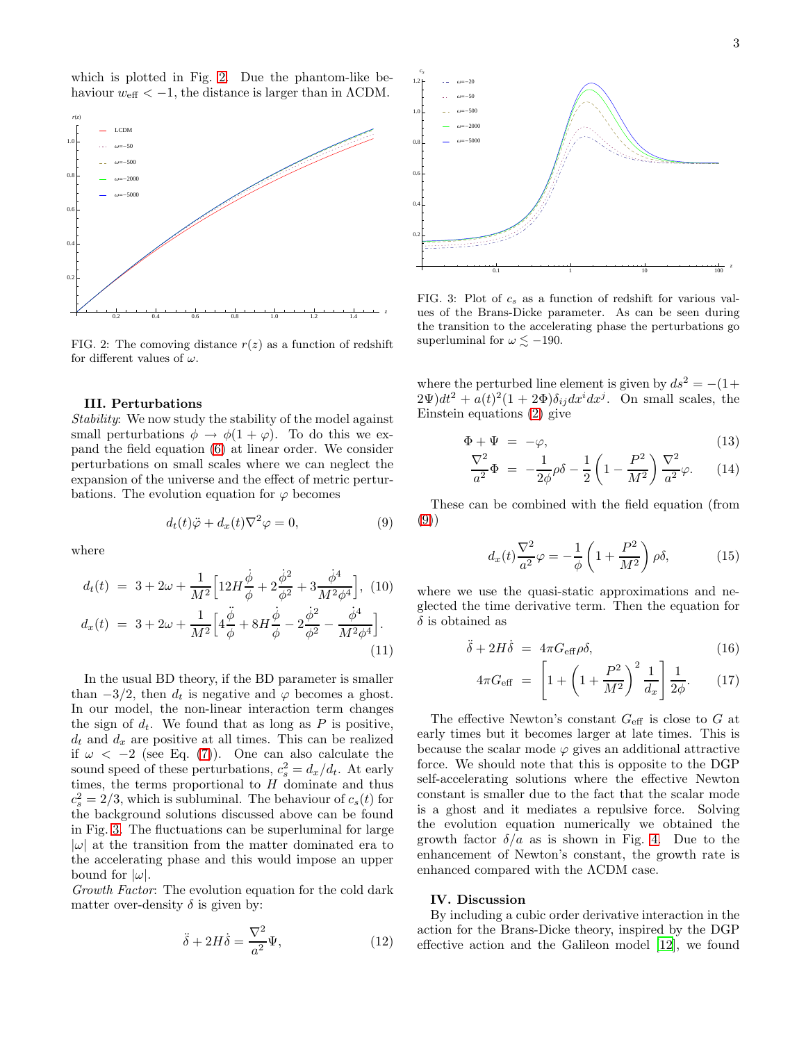which is plotted in Fig. 2. Due the phantom-like behaviour $w_{\rm eff} < -1$, the distance is larger than in ΛCDM.

FIG. 2: The comoving distance $r(z)$ as a function of redshift for different values of $\omega$.

### III. Perturbations

*Stability*: We now study the stability of the model against small perturbations $\phi \to \phi(1+\varphi)$. To do this we expand the field equation (6) at linear order. We consider perturbations on small scales where we can neglect the expansion of the universe and the effect of metric perturbations. The evolution equation for $\varphi$ becomes

$$d_t(t)\ddot{\varphi} + d_x(t)\nabla^2\varphi = 0, \tag{9}$$

where

$$d_t(t) = 3 + 2\omega + \frac{1}{M^2}\Big[12H\frac{\dot{\phi}}{\phi} + 2\frac{\dot{\phi}^2}{\phi^2} + 3\frac{\dot{\phi}^4}{M^2\phi^4}\Big], \tag{10}$$

$$d_x(t) = 3 + 2\omega + \frac{1}{M^2}\Big[4\frac{\ddot{\phi}}{\phi} + 8H\frac{\dot{\phi}}{\phi} - 2\frac{\dot{\phi}^2}{\phi^2} - \frac{\dot{\phi}^4}{M^2\phi^4}\Big]. \tag{11}$$

In the usual BD theory, if the BD parameter is smaller than $-3/2$, then $d_t$ is negative and $\varphi$ becomes a ghost. In our model, the non-linear interaction term changes the sign of $d_t$. We found that as long as $P$ is positive, $d_t$ and $d_x$ are positive at all times. This can be realized if $\omega < -2$ (see Eq. (7)). One can also calculate the sound speed of these perturbations, $c_s^2 = d_x/d_t$. At early times, the terms proportional to $H$ dominate and thus $c_s^2 = 2/3$, which is subluminal. The behaviour of $c_s(t)$ for the background solutions discussed above can be found in Fig. 3. The fluctuations can be superluminal for large $|\omega|$ at the transition from the matter dominated era to the accelerating phase and this would impose an upper bound for $|\omega|$.

*Growth Factor*: The evolution equation for the cold dark matter over-density $\delta$ is given by:

$$\ddot{\delta} + 2H\dot{\delta} = \frac{\nabla^2}{a^2}\Psi, \tag{12}$$

FIG. 3: Plot of $c_s$ as a function of redshift for various values of the Brans-Dicke parameter. As can be seen during the transition to the accelerating phase the perturbations go superluminal for $\omega \lesssim -190$.

where the perturbed line element is given by $ds^2 = -(1+2\Psi)dt^2 + a(t)^2(1+2\Phi)\delta_{ij}dx^i dx^j$. On small scales, the Einstein equations (2) give

$$\Phi + \Psi = -\varphi, \tag{13}$$

$$\frac{\nabla^2}{a^2}\Phi = -\frac{1}{2\phi}\rho\delta - \frac{1}{2}\left(1 - \frac{P^2}{M^2}\right)\frac{\nabla^2}{a^2}\varphi. \tag{14}$$

These can be combined with the field equation (from (9))

$$d_x(t)\frac{\nabla^2}{a^2}\varphi = -\frac{1}{\phi}\left(1 + \frac{P^2}{M^2}\right)\rho\delta, \tag{15}$$

where we use the quasi-static approximations and neglected the time derivative term. Then the equation for $\delta$ is obtained as

$$\ddot{\delta} + 2H\dot{\delta} = 4\pi G_{\rm eff}\rho\delta, \tag{16}$$

$$4\pi G_{\rm eff} = \left[1 + \left(1 + \frac{P^2}{M^2}\right)^2\frac{1}{d_x}\right]\frac{1}{2\phi}. \tag{17}$$

The effective Newton's constant $G_{\rm eff}$ is close to $G$ at early times but it becomes larger at late times. This is because the scalar mode $\varphi$ gives an additional attractive force. We should note that this is opposite to the DGP self-accelerating solutions where the effective Newton constant is smaller due to the fact that the scalar mode is a ghost and it mediates a repulsive force. Solving the evolution equation numerically we obtained the growth factor $\delta/a$ as is shown in Fig. 4. Due to the enhancement of Newton's constant, the growth rate is enhanced compared with the ΛCDM case.

### IV. Discussion

By including a cubic order derivative interaction in the action for the Brans-Dicke theory, inspired by the DGP effective action and the Galileon model [12], we found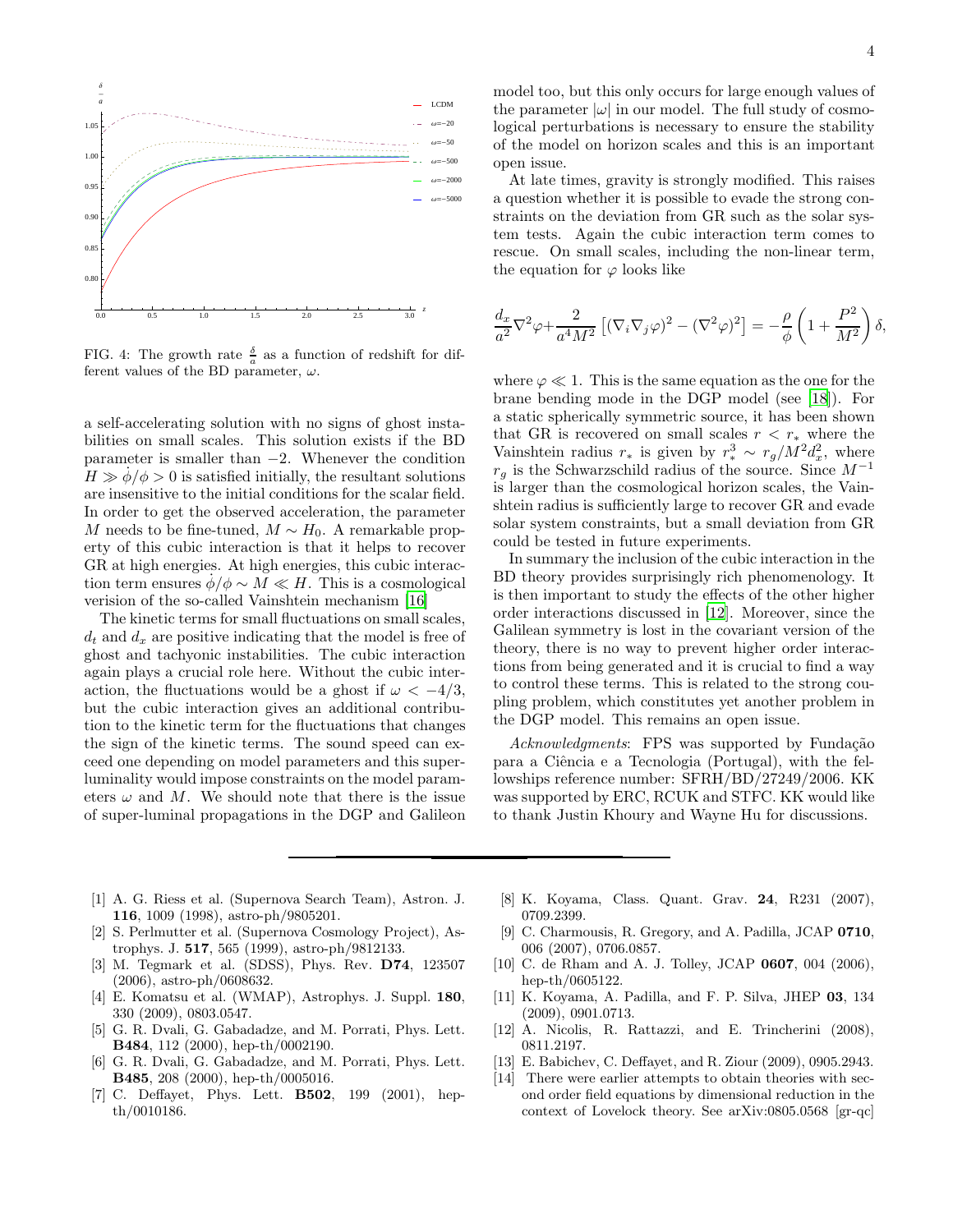FIG. 4: The growth rate $\frac{\delta}{a}$ as a function of redshift for different values of the BD parameter, $\omega$.

a self-accelerating solution with no signs of ghost instabilities on small scales. This solution exists if the BD parameter is smaller than $-2$. Whenever the condition $H \gg \dot{\phi}/\phi > 0$ is satisfied initially, the resultant solutions are insensitive to the initial conditions for the scalar field. In order to get the observed acceleration, the parameter $M$ needs to be fine-tuned, $M \sim H_0$. A remarkable property of this cubic interaction is that it helps to recover GR at high energies. At high energies, this cubic interaction term ensures $\dot{\phi}/\phi \sim M \ll H$. This is a cosmological verision of the so-called Vainshtein mechanism [16]

The kinetic terms for small fluctuations on small scales, $d_t$ and $d_x$ are positive indicating that the model is free of ghost and tachyonic instabilities. The cubic interaction again plays a crucial role here. Without the cubic interaction, the fluctuations would be a ghost if $\omega < -4/3$, but the cubic interaction gives an additional contribution to the kinetic term for the fluctuations that changes the sign of the kinetic terms. The sound speed can exceed one depending on model parameters and this superluminality would impose constraints on the model parameters $\omega$ and $M$. We should note that there is the issue of super-luminal propagations in the DGP and Galileon model too, but this only occurs for large enough values of the parameter $|\omega|$ in our model. The full study of cosmological perturbations is necessary to ensure the stability of the model on horizon scales and this is an important open issue.

At late times, gravity is strongly modified. This raises a question whether it is possible to evade the strong constraints on the deviation from GR such as the solar system tests. Again the cubic interaction term comes to rescue. On small scales, including the non-linear term, the equation for $\varphi$ looks like

$$\frac{d_x}{a^2}\nabla^2\varphi + \frac{2}{a^4 M^2}\left[(\nabla_i\nabla_j\varphi)^2 - (\nabla^2\varphi)^2\right] = -\frac{\rho}{\phi}\left(1 + \frac{P^2}{M^2}\right)\delta,$$

where $\varphi \ll 1$. This is the same equation as the one for the brane bending mode in the DGP model (see [18]). For a static spherically symmetric source, it has been shown that GR is recovered on small scales $r < r_*$ where the Vainshtein radius $r_*$ is given by $r_*^3 \sim r_g/M^2 d_x^2$, where $r_g$ is the Schwarzschild radius of the source. Since $M^{-1}$ is larger than the cosmological horizon scales, the Vainshtein radius is sufficiently large to recover GR and evade solar system constraints, but a small deviation from GR could be tested in future experiments.

In summary the inclusion of the cubic interaction in the BD theory provides surprisingly rich phenomenology. It is then important to study the effects of the other higher order interactions discussed in [12]. Moreover, since the Galilean symmetry is lost in the covariant version of the theory, there is no way to prevent higher order interactions from being generated and it is crucial to find a way to control these terms. This is related to the strong coupling problem, which constitutes yet another problem in the DGP model. This remains an open issue.

*Acknowledgments*: FPS was supported by Fundação para a Ciência e a Tecnologia (Portugal), with the fellowships reference number: SFRH/BD/27249/2006. KK was supported by ERC, RCUK and STFC. KK would like to thank Justin Khoury and Wayne Hu for discussions.

---

[1] A. G. Riess et al. (Supernova Search Team), Astron. J. **116**, 1009 (1998), astro-ph/9805201.

[2] S. Perlmutter et al. (Supernova Cosmology Project), Astrophys. J. **517**, 565 (1999), astro-ph/9812133.

[3] M. Tegmark et al. (SDSS), Phys. Rev. **D74**, 123507 (2006), astro-ph/0608632.

[4] E. Komatsu et al. (WMAP), Astrophys. J. Suppl. **180**, 330 (2009), 0803.0547.

[5] G. R. Dvali, G. Gabadadze, and M. Porrati, Phys. Lett. **B484**, 112 (2000), hep-th/0002190.

[6] G. R. Dvali, G. Gabadadze, and M. Porrati, Phys. Lett. **B485**, 208 (2000), hep-th/0005016.

[7] C. Deffayet, Phys. Lett. **B502**, 199 (2001), hep-th/0010186.

[8] K. Koyama, Class. Quant. Grav. **24**, R231 (2007), 0709.2399.

[9] C. Charmousis, R. Gregory, and A. Padilla, JCAP **0710**, 006 (2007), 0706.0857.

[10] C. de Rham and A. J. Tolley, JCAP **0607**, 004 (2006), hep-th/0605122.

[11] K. Koyama, A. Padilla, and F. P. Silva, JHEP **03**, 134 (2009), 0901.0713.

[12] A. Nicolis, R. Rattazzi, and E. Trincherini (2008), 0811.2197.

[13] E. Babichev, C. Deffayet, and R. Ziour (2009), 0905.2943.

[14] There were earlier attempts to obtain theories with second order field equations by dimensional reduction in the context of Lovelock theory. See arXiv:0805.0568 [gr-qc]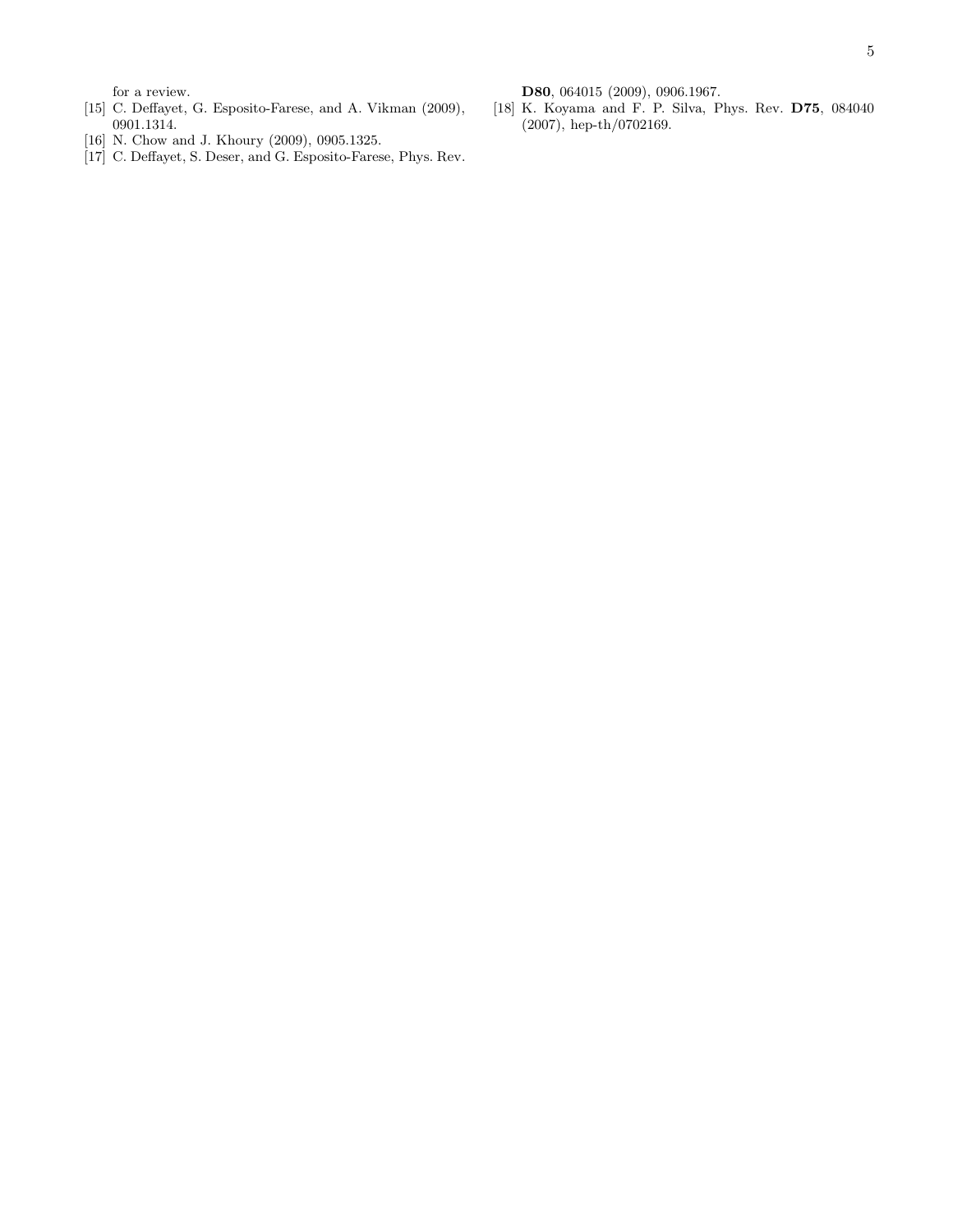for a review.

[15] C. Deffayet, G. Esposito-Farese, and A. Vikman (2009), 0901.1314.

[16] N. Chow and J. Khoury (2009), 0905.1325.

[17] C. Deffayet, S. Deser, and G. Esposito-Farese, Phys. Rev. **D80**, 064015 (2009), 0906.1967.

[18] K. Koyama and F. P. Silva, Phys. Rev. **D75**, 084040 (2007), hep-th/0702169.